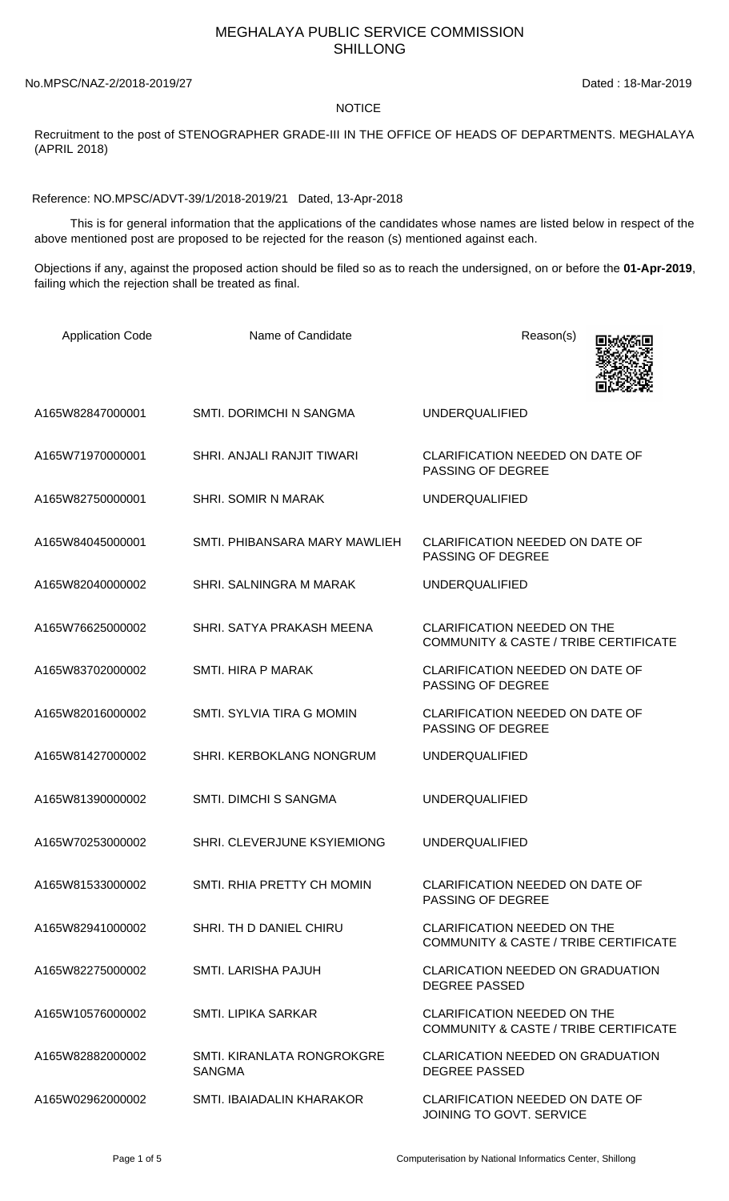# MEGHALAYA PUBLIC SERVICE COMMISSION
## SHILLONG

No.MPSC/NAZ-2/2018-2019/27 Dated : 18-Mar-2019

NOTICE

Recruitment to the post of STENOGRAPHER GRADE-III IN THE OFFICE OF HEADS OF DEPARTMENTS. MEGHALAYA (APRIL 2018)

Reference: NO.MPSC/ADVT-39/1/2018-2019/21 Dated, 13-Apr-2018

This is for general information that the applications of the candidates whose names are listed below in respect of the above mentioned post are proposed to be rejected for the reason (s) mentioned against each.

Objections if any, against the proposed action should be filed so as to reach the undersigned, on or before the **01-Apr-2019**, failing which the rejection shall be treated as final.

| Application Code | Name of Candidate | Reason(s) |
|---|---|---|
| A165W82847000001 | SMTI. DORIMCHI N SANGMA | UNDERQUALIFIED |
| A165W71970000001 | SHRI. ANJALI RANJIT TIWARI | CLARIFICATION NEEDED ON DATE OF PASSING OF DEGREE |
| A165W82750000001 | SHRI. SOMIR N MARAK | UNDERQUALIFIED |
| A165W84045000001 | SMTI. PHIBANSARA MARY MAWLIEH | CLARIFICATION NEEDED ON DATE OF PASSING OF DEGREE |
| A165W82040000002 | SHRI. SALNINGRA M MARAK | UNDERQUALIFIED |
| A165W76625000002 | SHRI. SATYA PRAKASH MEENA | CLARIFICATION NEEDED ON THE COMMUNITY & CASTE / TRIBE CERTIFICATE |
| A165W83702000002 | SMTI. HIRA P MARAK | CLARIFICATION NEEDED ON DATE OF PASSING OF DEGREE |
| A165W82016000002 | SMTI. SYLVIA TIRA G MOMIN | CLARIFICATION NEEDED ON DATE OF PASSING OF DEGREE |
| A165W81427000002 | SHRI. KERBOKLANG NONGRUM | UNDERQUALIFIED |
| A165W81390000002 | SMTI. DIMCHI S SANGMA | UNDERQUALIFIED |
| A165W70253000002 | SHRI. CLEVERJUNE KSYIEMIONG | UNDERQUALIFIED |
| A165W81533000002 | SMTI. RHIA PRETTY CH MOMIN | CLARIFICATION NEEDED ON DATE OF PASSING OF DEGREE |
| A165W82941000002 | SHRI. TH D DANIEL CHIRU | CLARIFICATION NEEDED ON THE COMMUNITY & CASTE / TRIBE CERTIFICATE |
| A165W82275000002 | SMTI. LARISHA PAJUH | CLARICATION NEEDED ON GRADUATION DEGREE PASSED |
| A165W10576000002 | SMTI. LIPIKA SARKAR | CLARIFICATION NEEDED ON THE COMMUNITY & CASTE / TRIBE CERTIFICATE |
| A165W82882000002 | SMTI. KIRANLATA RONGROKGRE SANGMA | CLARICATION NEEDED ON GRADUATION DEGREE PASSED |
| A165W02962000002 | SMTI. IBAIADALIN KHARAKOR | CLARIFICATION NEEDED ON DATE OF JOINING TO GOVT. SERVICE |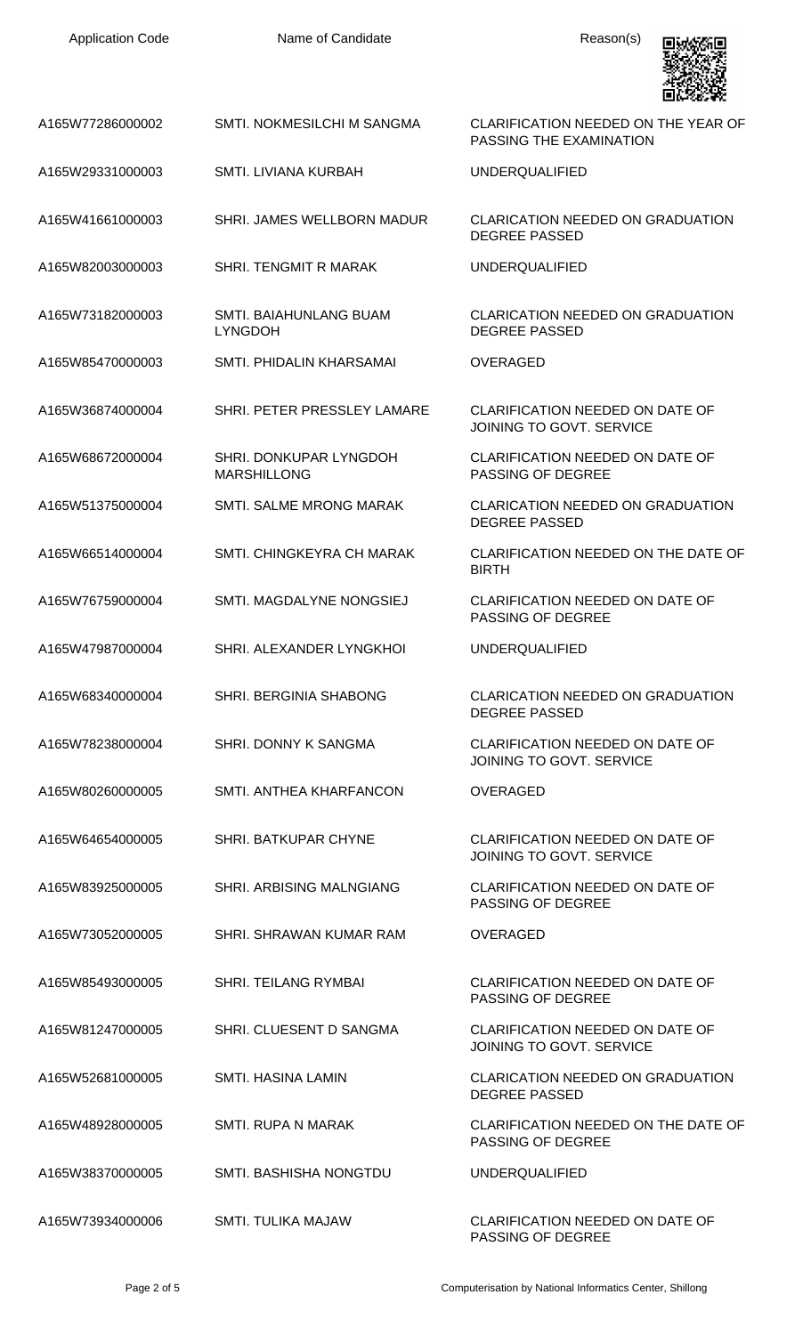| Application Code | Name of Candidate | Reason(s) |
|---|---|---|
| A165W77286000002 | SMTI. NOKMESILCHI M SANGMA | CLARIFICATION NEEDED ON THE YEAR OF PASSING THE EXAMINATION |
| A165W29331000003 | SMTI. LIVIANA KURBAH | UNDERQUALIFIED |
| A165W41661000003 | SHRI. JAMES WELLBORN MADUR | CLARICATION NEEDED ON GRADUATION DEGREE PASSED |
| A165W82003000003 | SHRI. TENGMIT R MARAK | UNDERQUALIFIED |
| A165W73182000003 | SMTI. BAIAHUNLANG BUAM LYNGDOH | CLARICATION NEEDED ON GRADUATION DEGREE PASSED |
| A165W85470000003 | SMTI. PHIDALIN KHARSAMAI | OVERAGED |
| A165W36874000004 | SHRI. PETER PRESSLEY LAMARE | CLARIFICATION NEEDED ON DATE OF JOINING TO GOVT. SERVICE |
| A165W68672000004 | SHRI. DONKUPAR LYNGDOH MARSHILLONG | CLARIFICATION NEEDED ON DATE OF PASSING OF DEGREE |
| A165W51375000004 | SMTI. SALME MRONG MARAK | CLARICATION NEEDED ON GRADUATION DEGREE PASSED |
| A165W66514000004 | SMTI. CHINGKEYRA CH MARAK | CLARIFICATION NEEDED ON THE DATE OF BIRTH |
| A165W76759000004 | SMTI. MAGDALYNE NONGSIEJ | CLARIFICATION NEEDED ON DATE OF PASSING OF DEGREE |
| A165W47987000004 | SHRI. ALEXANDER LYNGKHOI | UNDERQUALIFIED |
| A165W68340000004 | SHRI. BERGINIA SHABONG | CLARICATION NEEDED ON GRADUATION DEGREE PASSED |
| A165W78238000004 | SHRI. DONNY K SANGMA | CLARIFICATION NEEDED ON DATE OF JOINING TO GOVT. SERVICE |
| A165W80260000005 | SMTI. ANTHEA KHARFANCON | OVERAGED |
| A165W64654000005 | SHRI. BATKUPAR CHYNE | CLARIFICATION NEEDED ON DATE OF JOINING TO GOVT. SERVICE |
| A165W83925000005 | SHRI. ARBISING MALNGIANG | CLARIFICATION NEEDED ON DATE OF PASSING OF DEGREE |
| A165W73052000005 | SHRI. SHRAWAN KUMAR RAM | OVERAGED |
| A165W85493000005 | SHRI. TEILANG RYMBAI | CLARIFICATION NEEDED ON DATE OF PASSING OF DEGREE |
| A165W81247000005 | SHRI. CLUESENT D SANGMA | CLARIFICATION NEEDED ON DATE OF JOINING TO GOVT. SERVICE |
| A165W52681000005 | SMTI. HASINA LAMIN | CLARICATION NEEDED ON GRADUATION DEGREE PASSED |
| A165W48928000005 | SMTI. RUPA N MARAK | CLARIFICATION NEEDED ON THE DATE OF PASSING OF DEGREE |
| A165W38370000005 | SMTI. BASHISHA NONGTDU | UNDERQUALIFIED |
| A165W73934000006 | SMTI. TULIKA MAJAW | CLARIFICATION NEEDED ON DATE OF PASSING OF DEGREE |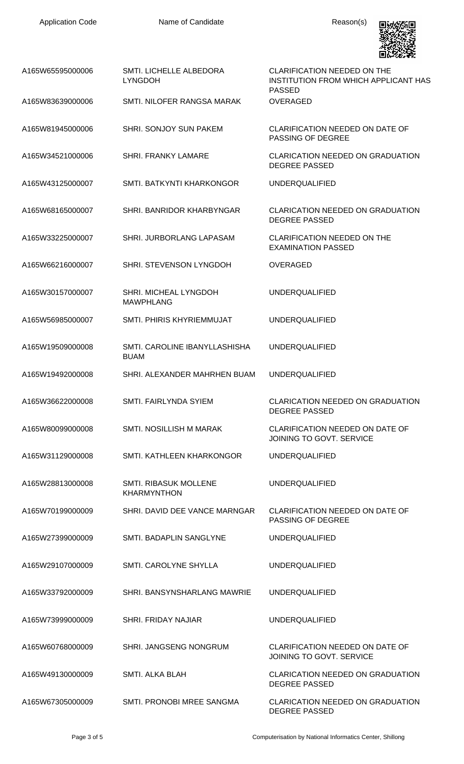| Application Code | Name of Candidate | Reason(s) |
|---|---|---|
| A165W65595000006 | SMTI. LICHELLE ALBEDORA LYNGDOH | CLARIFICATION NEEDED ON THE INSTITUTION FROM WHICH APPLICANT HAS PASSED |
| A165W83639000006 | SMTI. NILOFER RANGSA MARAK | OVERAGED |
| A165W81945000006 | SHRI. SONJOY SUN PAKEM | CLARIFICATION NEEDED ON DATE OF PASSING OF DEGREE |
| A165W34521000006 | SHRI. FRANKY LAMARE | CLARICATION NEEDED ON GRADUATION DEGREE PASSED |
| A165W43125000007 | SMTI. BATKYNTI KHARKONGOR | UNDERQUALIFIED |
| A165W68165000007 | SHRI. BANRIDOR KHARBYNGAR | CLARICATION NEEDED ON GRADUATION DEGREE PASSED |
| A165W33225000007 | SHRI. JURBORLANG LAPASAM | CLARIFICATION NEEDED ON THE EXAMINATION PASSED |
| A165W66216000007 | SHRI. STEVENSON LYNGDOH | OVERAGED |
| A165W30157000007 | SHRI. MICHEAL LYNGDOH MAWPHLANG | UNDERQUALIFIED |
| A165W56985000007 | SMTI. PHIRIS KHYRIEMMUJAT | UNDERQUALIFIED |
| A165W19509000008 | SMTI. CAROLINE IBANYLLASHISHA BUAM | UNDERQUALIFIED |
| A165W19492000008 | SHRI. ALEXANDER MAHRHEN BUAM | UNDERQUALIFIED |
| A165W36622000008 | SMTI. FAIRLYNDA SYIEM | CLARICATION NEEDED ON GRADUATION DEGREE PASSED |
| A165W80099000008 | SMTI. NOSILLISH M MARAK | CLARIFICATION NEEDED ON DATE OF JOINING TO GOVT. SERVICE |
| A165W31129000008 | SMTI. KATHLEEN KHARKONGOR | UNDERQUALIFIED |
| A165W28813000008 | SMTI. RIBASUK MOLLENE KHARMYNTHON | UNDERQUALIFIED |
| A165W70199000009 | SHRI. DAVID DEE VANCE MARNGAR | CLARIFICATION NEEDED ON DATE OF PASSING OF DEGREE |
| A165W27399000009 | SMTI. BADAPLIN SANGLYNE | UNDERQUALIFIED |
| A165W29107000009 | SMTI. CAROLYNE SHYLLA | UNDERQUALIFIED |
| A165W33792000009 | SHRI. BANSYNSHARLANG MAWRIE | UNDERQUALIFIED |
| A165W73999000009 | SHRI. FRIDAY NAJIAR | UNDERQUALIFIED |
| A165W60768000009 | SHRI. JANGSENG NONGRUM | CLARIFICATION NEEDED ON DATE OF JOINING TO GOVT. SERVICE |
| A165W49130000009 | SMTI. ALKA BLAH | CLARICATION NEEDED ON GRADUATION DEGREE PASSED |
| A165W67305000009 | SMTI. PRONOBI MREE SANGMA | CLARICATION NEEDED ON GRADUATION DEGREE PASSED |

Computerisation by National Informatics Center, Shillong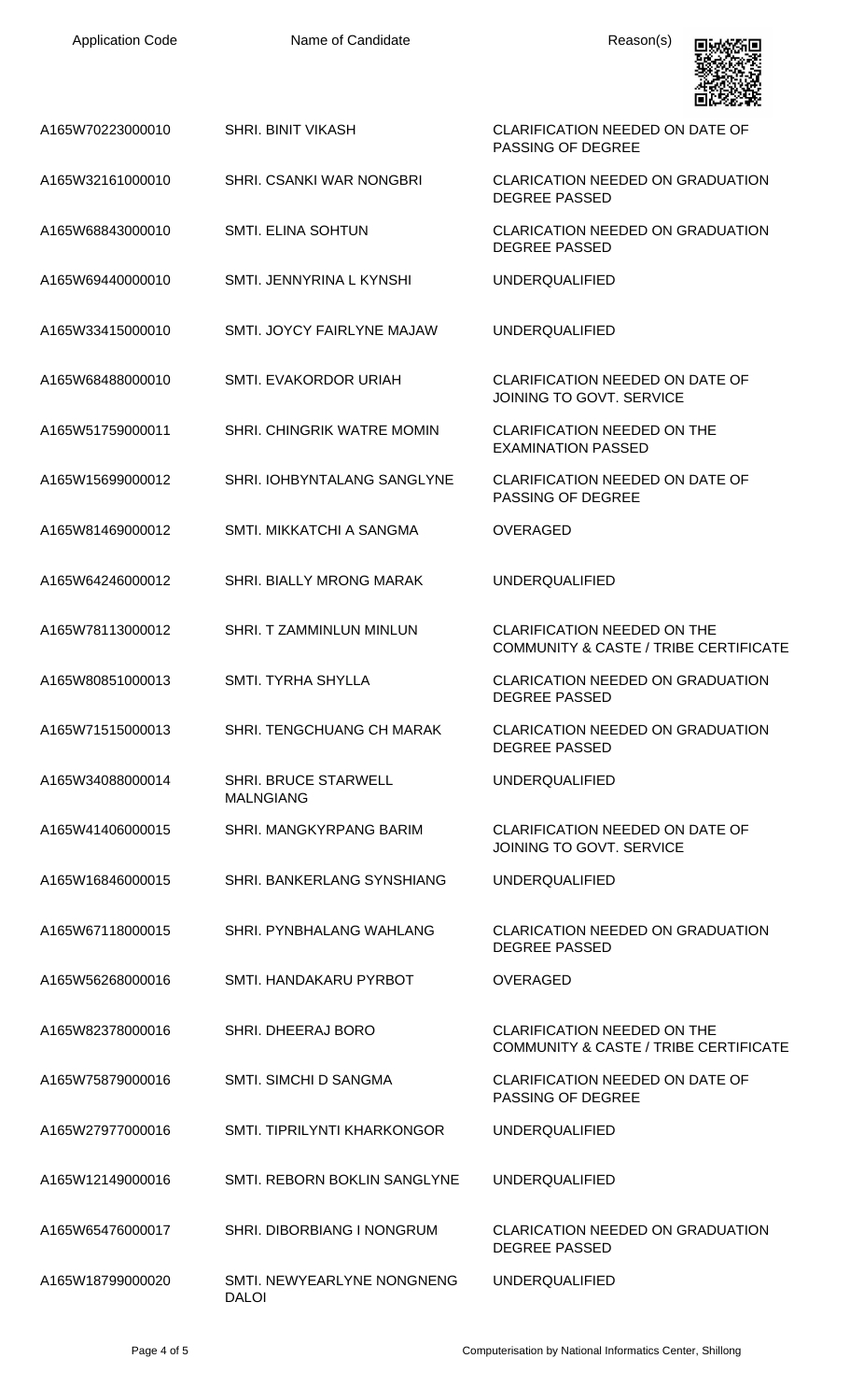| Application Code | Name of Candidate | Reason(s) |
| --- | --- | --- |
| A165W70223000010 | SHRI. BINIT VIKASH | CLARIFICATION NEEDED ON DATE OF PASSING OF DEGREE |
| A165W32161000010 | SHRI. CSANKI WAR NONGBRI | CLARICATION NEEDED ON GRADUATION DEGREE PASSED |
| A165W68843000010 | SMTI. ELINA SOHTUN | CLARICATION NEEDED ON GRADUATION DEGREE PASSED |
| A165W69440000010 | SMTI. JENNYRINA L KYNSHI | UNDERQUALIFIED |
| A165W33415000010 | SMTI. JOYCY FAIRLYNE MAJAW | UNDERQUALIFIED |
| A165W68488000010 | SMTI. EVAKORDOR URIAH | CLARIFICATION NEEDED ON DATE OF JOINING TO GOVT. SERVICE |
| A165W51759000011 | SHRI. CHINGRIK WATRE MOMIN | CLARIFICATION NEEDED ON THE EXAMINATION PASSED |
| A165W15699000012 | SHRI. IOHBYNTALANG SANGLYNE | CLARIFICATION NEEDED ON DATE OF PASSING OF DEGREE |
| A165W81469000012 | SMTI. MIKKATCHI A SANGMA | OVERAGED |
| A165W64246000012 | SHRI. BIALLY MRONG MARAK | UNDERQUALIFIED |
| A165W78113000012 | SHRI. T ZAMMINLUN MINLUN | CLARIFICATION NEEDED ON THE COMMUNITY & CASTE / TRIBE CERTIFICATE |
| A165W80851000013 | SMTI. TYRHA SHYLLA | CLARICATION NEEDED ON GRADUATION DEGREE PASSED |
| A165W71515000013 | SHRI. TENGCHUANG CH MARAK | CLARICATION NEEDED ON GRADUATION DEGREE PASSED |
| A165W34088000014 | SHRI. BRUCE STARWELL MALNGIANG | UNDERQUALIFIED |
| A165W41406000015 | SHRI. MANGKYRPANG BARIM | CLARIFICATION NEEDED ON DATE OF JOINING TO GOVT. SERVICE |
| A165W16846000015 | SHRI. BANKERLANG SYNSHIANG | UNDERQUALIFIED |
| A165W67118000015 | SHRI. PYNBHALANG WAHLANG | CLARICATION NEEDED ON GRADUATION DEGREE PASSED |
| A165W56268000016 | SMTI. HANDAKARU PYRBOT | OVERAGED |
| A165W82378000016 | SHRI. DHEERAJ BORO | CLARIFICATION NEEDED ON THE COMMUNITY & CASTE / TRIBE CERTIFICATE |
| A165W75879000016 | SMTI. SIMCHI D SANGMA | CLARIFICATION NEEDED ON DATE OF PASSING OF DEGREE |
| A165W27977000016 | SMTI. TIPRILYNTI KHARKONGOR | UNDERQUALIFIED |
| A165W12149000016 | SMTI. REBORN BOKLIN SANGLYNE | UNDERQUALIFIED |
| A165W65476000017 | SHRI. DIBORBIANG I NONGRUM | CLARICATION NEEDED ON GRADUATION DEGREE PASSED |
| A165W18799000020 | SMTI. NEWYEARLYNE NONGNENG DALOI | UNDERQUALIFIED |

Computerisation by National Informatics Center, Shillong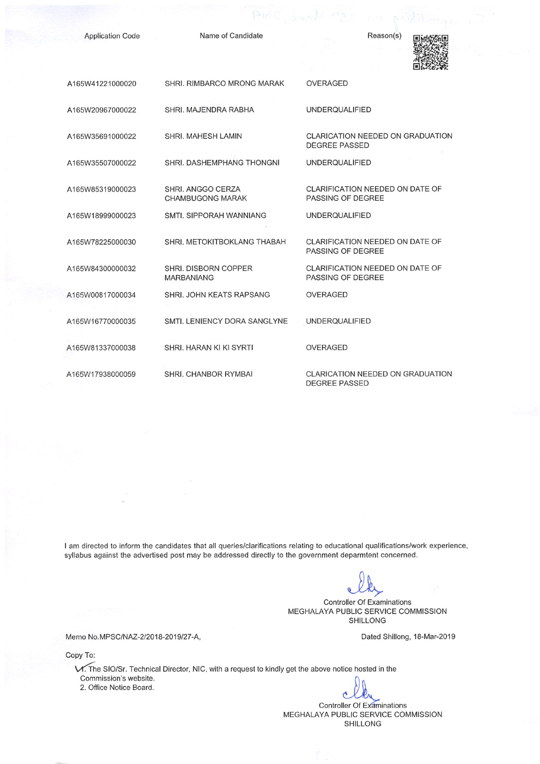| Application Code | Name of Candidate | Reason(s) |
| --- | --- | --- |
| A165W41221000020 | SHRI. RIMBARCO MRONG MARAK | OVERAGED |
| A165W20967000022 | SHRI. MAJENDRA RABHA | UNDERQUALIFIED |
| A165W35691000022 | SHRI. MAHESH LAMIN | CLARICATION NEEDED ON GRADUATION DEGREE PASSED |
| A165W35507000022 | SHRI. DASHEMPHANG THONGNI | UNDERQUALIFIED |
| A165W85319000023 | SHRI. ANGGO CERZA CHAMBUGONG MARAK | CLARIFICATION NEEDED ON DATE OF PASSING OF DEGREE |
| A165W18999000023 | SMTI. SIPPORAH WANNIANG | UNDERQUALIFIED |
| A165W78225000030 | SHRI. METOKITBOKLANG THABAH | CLARIFICATION NEEDED ON DATE OF PASSING OF DEGREE |
| A165W84300000032 | SHRI. DISBORN COPPER MARBANIANG | CLARIFICATION NEEDED ON DATE OF PASSING OF DEGREE |
| A165W00817000034 | SHRI. JOHN KEATS RAPSANG | OVERAGED |
| A165W16770000035 | SMTI. LENIENCY DORA SANGLYNE | UNDERQUALIFIED |
| A165W81337000038 | SHRI. HARAN KI KI SYRTI | OVERAGED |
| A165W17938000059 | SHRI. CHANBOR RYMBAI | CLARICATION NEEDED ON GRADUATION DEGREE PASSED |

I am directed to inform the candidates that all queries/clarifications relating to educational qualifications/work experience, syllabus against the advertised post may be addressed directly to the government deparmtent concerned.

Controller Of Examinations
MEGHALAYA PUBLIC SERVICE COMMISSION
SHILLONG

Memo No.MPSC/NAZ-2/2018-2019/27-A,

Dated Shillong, 18-Mar-2019

Copy To:

1. The SIO/Sr. Technical Director, NIC, with a request to kindly get the above notice hosted in the Commission's website.
2. Office Notice Board.

Controller Of Examinations
MEGHALAYA PUBLIC SERVICE COMMISSION
SHILLONG